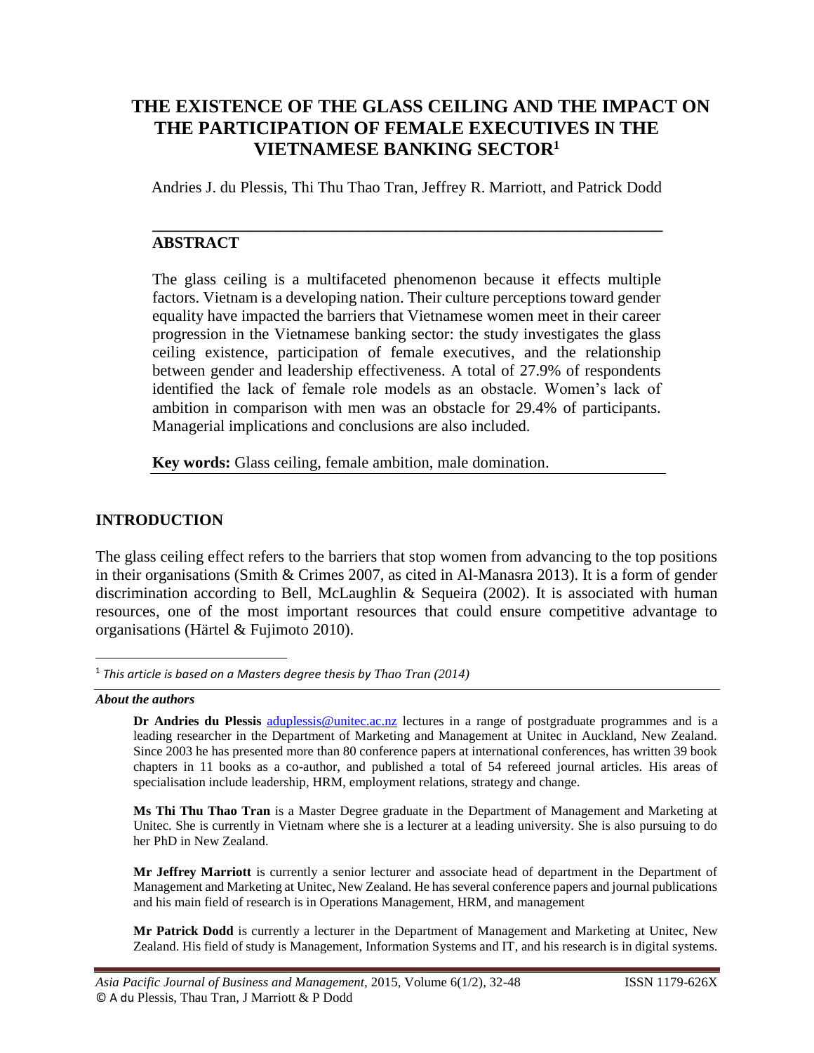# THE EXISTENCE OF THE GLASS CEILING AND THE IMPACT ON THE PARTICIPATION OF FEMALE EXECUTIVES IN THE VIETNAMESE BANKING SECTOR[1]

Andries J. du Plessis, Thi Thu Thao Tran, Jeffrey R. Marriott, and Patrick Dodd

## ABSTRACT

The glass ceiling is a multifaceted phenomenon because it effects multiple factors. Vietnam is a developing nation. Their culture perceptions toward gender equality have impacted the barriers that Vietnamese women meet in their career progression in the Vietnamese banking sector: the study investigates the glass ceiling existence, participation of female executives, and the relationship between gender and leadership effectiveness. A total of 27.9% of respondents identified the lack of female role models as an obstacle. Women's lack of ambition in comparison with men was an obstacle for 29.4% of participants. Managerial implications and conclusions are also included.

**Key words:** Glass ceiling, female ambition, male domination.

## INTRODUCTION

The glass ceiling effect refers to the barriers that stop women from advancing to the top positions in their organisations (Smith & Crimes 2007, as cited in Al-Manasra 2013). It is a form of gender discrimination according to Bell, McLaughlin & Sequeira (2002). It is associated with human resources, one of the most important resources that could ensure competitive advantage to organisations (Härtel & Fujimoto 2010).

[1] *This article is based on a Masters degree thesis by Thao Tran (2014)*

***About the authors***

**Dr Andries du Plessis** aduplessis@unitec.ac.nz lectures in a range of postgraduate programmes and is a leading researcher in the Department of Marketing and Management at Unitec in Auckland, New Zealand. Since 2003 he has presented more than 80 conference papers at international conferences, has written 39 book chapters in 11 books as a co-author, and published a total of 54 refereed journal articles. His areas of specialisation include leadership, HRM, employment relations, strategy and change.

**Ms Thi Thu Thao Tran** is a Master Degree graduate in the Department of Management and Marketing at Unitec. She is currently in Vietnam where she is a lecturer at a leading university. She is also pursuing to do her PhD in New Zealand.

**Mr Jeffrey Marriott** is currently a senior lecturer and associate head of department in the Department of Management and Marketing at Unitec, New Zealand. He has several conference papers and journal publications and his main field of research is in Operations Management, HRM, and management

**Mr Patrick Dodd** is currently a lecturer in the Department of Management and Marketing at Unitec, New Zealand. His field of study is Management, Information Systems and IT, and his research is in digital systems.

© A du Plessis, Thau Tran, J Marriott & P Dodd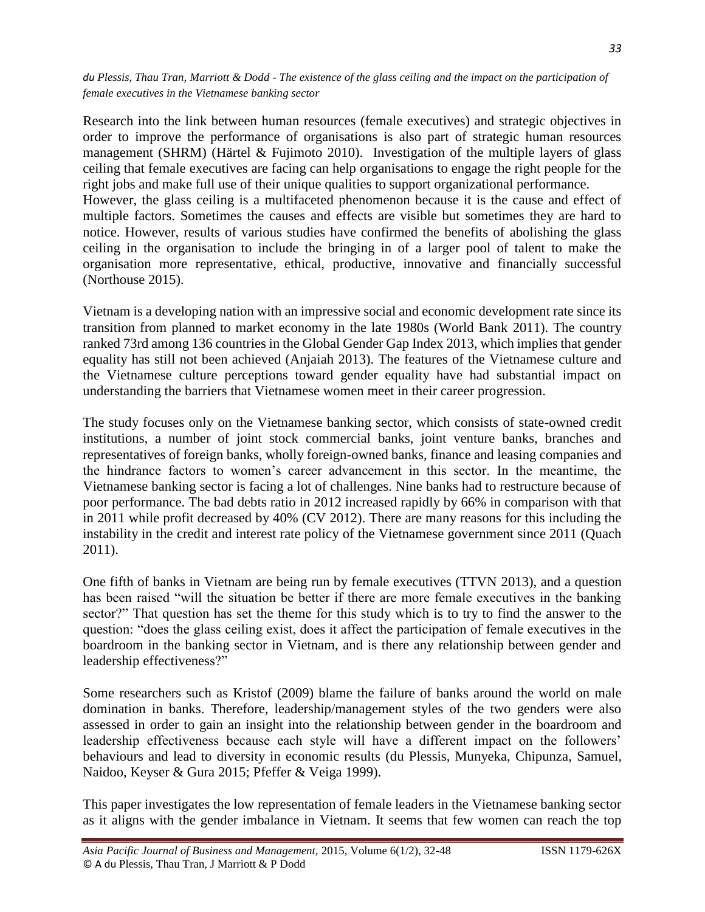Research into the link between human resources (female executives) and strategic objectives in order to improve the performance of organisations is also part of strategic human resources management (SHRM) (Härtel & Fujimoto 2010). Investigation of the multiple layers of glass ceiling that female executives are facing can help organisations to engage the right people for the right jobs and make full use of their unique qualities to support organizational performance. However, the glass ceiling is a multifaceted phenomenon because it is the cause and effect of multiple factors. Sometimes the causes and effects are visible but sometimes they are hard to notice. However, results of various studies have confirmed the benefits of abolishing the glass ceiling in the organisation to include the bringing in of a larger pool of talent to make the organisation more representative, ethical, productive, innovative and financially successful (Northouse 2015).

Vietnam is a developing nation with an impressive social and economic development rate since its transition from planned to market economy in the late 1980s (World Bank 2011). The country ranked 73rd among 136 countries in the Global Gender Gap Index 2013, which implies that gender equality has still not been achieved (Anjaiah 2013). The features of the Vietnamese culture and the Vietnamese culture perceptions toward gender equality have had substantial impact on understanding the barriers that Vietnamese women meet in their career progression.

The study focuses only on the Vietnamese banking sector, which consists of state-owned credit institutions, a number of joint stock commercial banks, joint venture banks, branches and representatives of foreign banks, wholly foreign-owned banks, finance and leasing companies and the hindrance factors to women's career advancement in this sector. In the meantime, the Vietnamese banking sector is facing a lot of challenges. Nine banks had to restructure because of poor performance. The bad debts ratio in 2012 increased rapidly by 66% in comparison with that in 2011 while profit decreased by 40% (CV 2012). There are many reasons for this including the instability in the credit and interest rate policy of the Vietnamese government since 2011 (Quach 2011).

One fifth of banks in Vietnam are being run by female executives (TTVN 2013), and a question has been raised "will the situation be better if there are more female executives in the banking sector?" That question has set the theme for this study which is to try to find the answer to the question: "does the glass ceiling exist, does it affect the participation of female executives in the boardroom in the banking sector in Vietnam, and is there any relationship between gender and leadership effectiveness?"

Some researchers such as Kristof (2009) blame the failure of banks around the world on male domination in banks. Therefore, leadership/management styles of the two genders were also assessed in order to gain an insight into the relationship between gender in the boardroom and leadership effectiveness because each style will have a different impact on the followers' behaviours and lead to diversity in economic results (du Plessis, Munyeka, Chipunza, Samuel, Naidoo, Keyser & Gura 2015; Pfeffer & Veiga 1999).

This paper investigates the low representation of female leaders in the Vietnamese banking sector as it aligns with the gender imbalance in Vietnam. It seems that few women can reach the top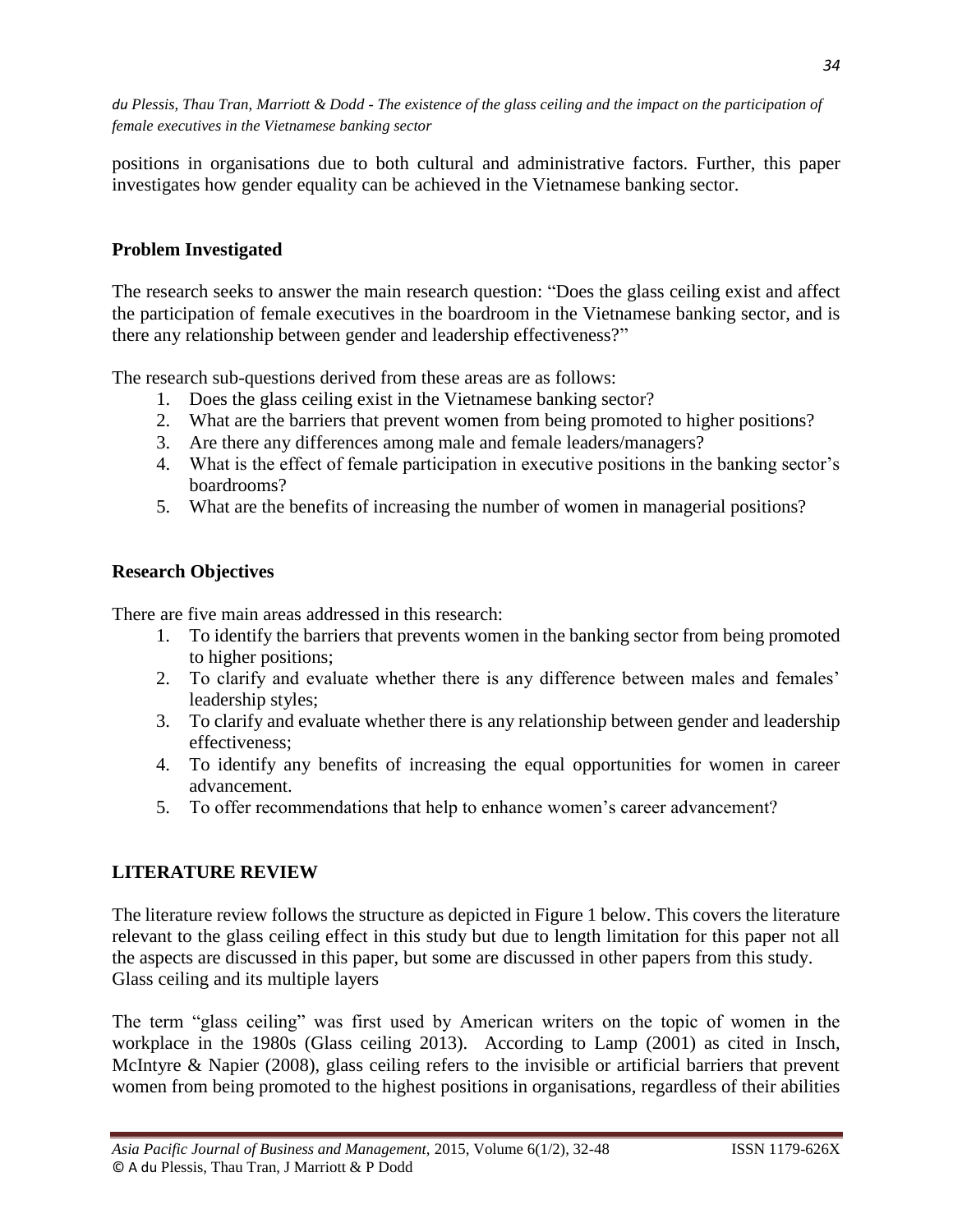positions in organisations due to both cultural and administrative factors. Further, this paper investigates how gender equality can be achieved in the Vietnamese banking sector.

### Problem Investigated

The research seeks to answer the main research question: "Does the glass ceiling exist and affect the participation of female executives in the boardroom in the Vietnamese banking sector, and is there any relationship between gender and leadership effectiveness?"

The research sub-questions derived from these areas are as follows:

1. Does the glass ceiling exist in the Vietnamese banking sector?
2. What are the barriers that prevent women from being promoted to higher positions?
3. Are there any differences among male and female leaders/managers?
4. What is the effect of female participation in executive positions in the banking sector's boardrooms?
5. What are the benefits of increasing the number of women in managerial positions?

### Research Objectives

There are five main areas addressed in this research:

1. To identify the barriers that prevents women in the banking sector from being promoted to higher positions;
2. To clarify and evaluate whether there is any difference between males and females' leadership styles;
3. To clarify and evaluate whether there is any relationship between gender and leadership effectiveness;
4. To identify any benefits of increasing the equal opportunities for women in career advancement.
5. To offer recommendations that help to enhance women's career advancement?

## LITERATURE REVIEW

The literature review follows the structure as depicted in Figure 1 below. This covers the literature relevant to the glass ceiling effect in this study but due to length limitation for this paper not all the aspects are discussed in this paper, but some are discussed in other papers from this study.
Glass ceiling and its multiple layers

The term "glass ceiling" was first used by American writers on the topic of women in the workplace in the 1980s (Glass ceiling 2013). According to Lamp (2001) as cited in Insch, McIntyre & Napier (2008), glass ceiling refers to the invisible or artificial barriers that prevent women from being promoted to the highest positions in organisations, regardless of their abilities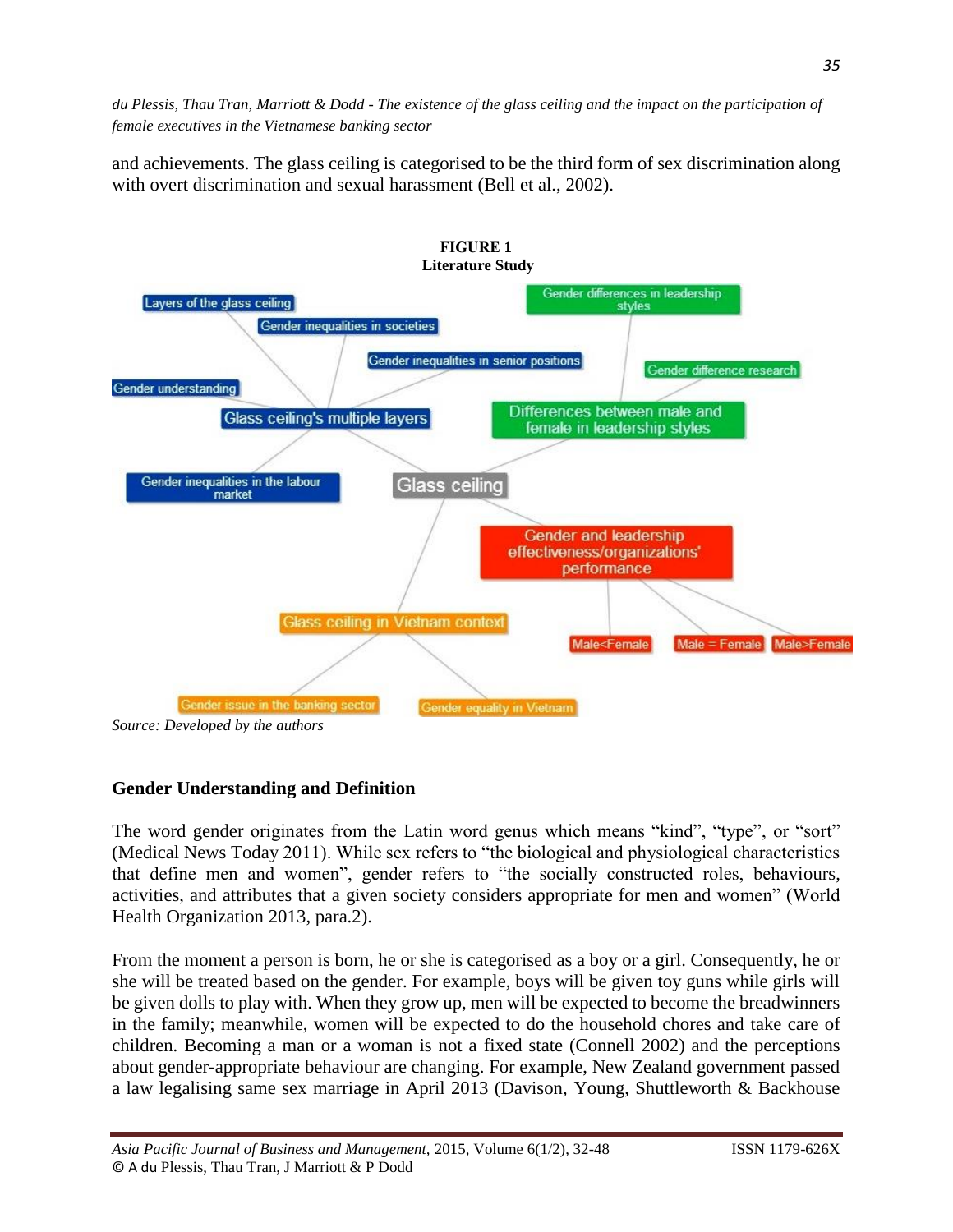and achievements. The glass ceiling is categorised to be the third form of sex discrimination along with overt discrimination and sexual harassment (Bell et al., 2002).

**FIGURE 1**
**Literature Study**

*Source: Developed by the authors*

## Gender Understanding and Definition

The word gender originates from the Latin word genus which means “kind”, “type”, or “sort” (Medical News Today 2011). While sex refers to “the biological and physiological characteristics that define men and women”, gender refers to “the socially constructed roles, behaviours, activities, and attributes that a given society considers appropriate for men and women” (World Health Organization 2013, para.2).

From the moment a person is born, he or she is categorised as a boy or a girl. Consequently, he or she will be treated based on the gender. For example, boys will be given toy guns while girls will be given dolls to play with. When they grow up, men will be expected to become the breadwinners in the family; meanwhile, women will be expected to do the household chores and take care of children. Becoming a man or a woman is not a fixed state (Connell 2002) and the perceptions about gender-appropriate behaviour are changing. For example, New Zealand government passed a law legalising same sex marriage in April 2013 (Davison, Young, Shuttleworth & Backhouse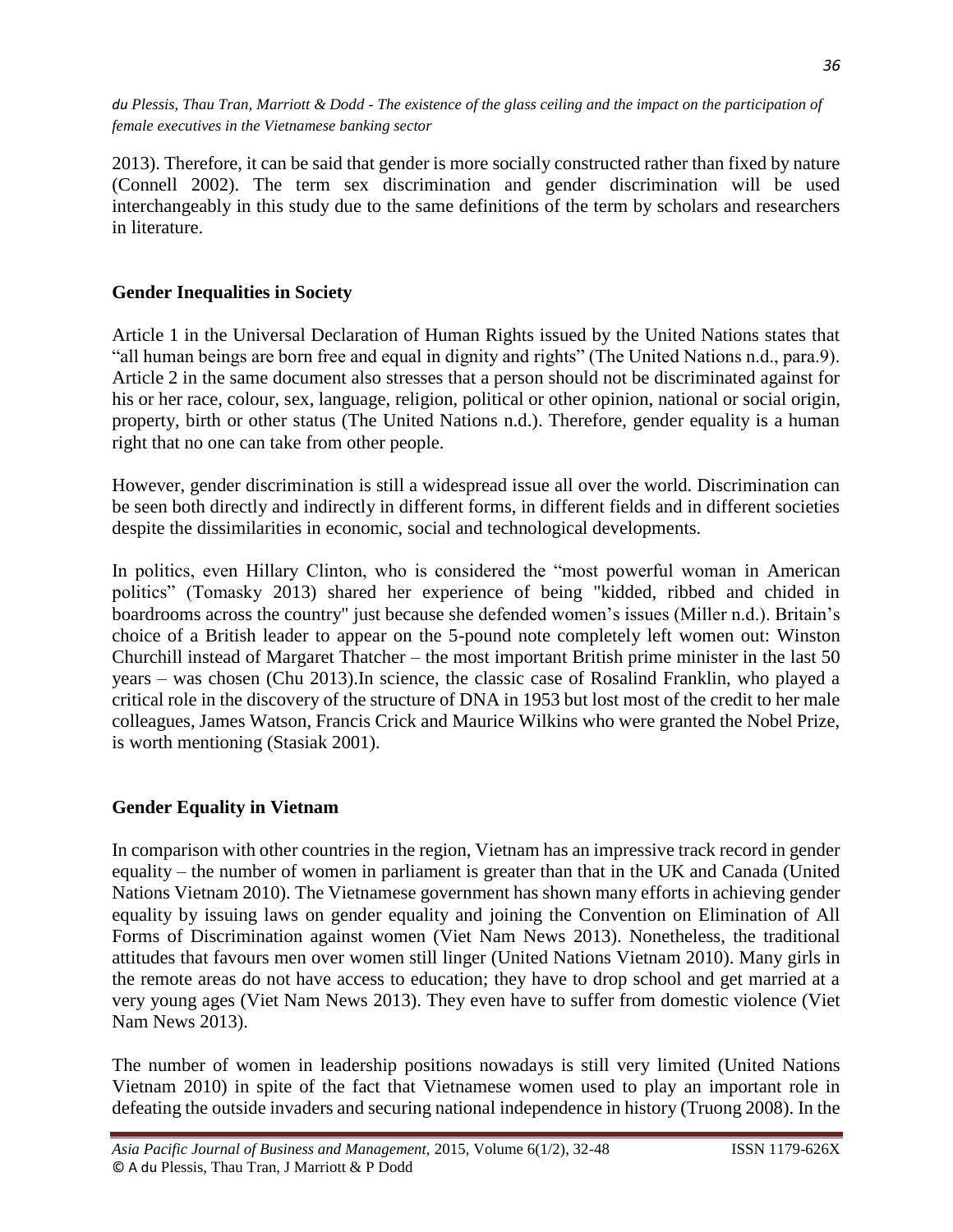2013). Therefore, it can be said that gender is more socially constructed rather than fixed by nature (Connell 2002). The term sex discrimination and gender discrimination will be used interchangeably in this study due to the same definitions of the term by scholars and researchers in literature.

## Gender Inequalities in Society

Article 1 in the Universal Declaration of Human Rights issued by the United Nations states that "all human beings are born free and equal in dignity and rights" (The United Nations n.d., para.9). Article 2 in the same document also stresses that a person should not be discriminated against for his or her race, colour, sex, language, religion, political or other opinion, national or social origin, property, birth or other status (The United Nations n.d.). Therefore, gender equality is a human right that no one can take from other people.

However, gender discrimination is still a widespread issue all over the world. Discrimination can be seen both directly and indirectly in different forms, in different fields and in different societies despite the dissimilarities in economic, social and technological developments.

In politics, even Hillary Clinton, who is considered the "most powerful woman in American politics" (Tomasky 2013) shared her experience of being "kidded, ribbed and chided in boardrooms across the country" just because she defended women's issues (Miller n.d.). Britain's choice of a British leader to appear on the 5-pound note completely left women out: Winston Churchill instead of Margaret Thatcher – the most important British prime minister in the last 50 years – was chosen (Chu 2013).In science, the classic case of Rosalind Franklin, who played a critical role in the discovery of the structure of DNA in 1953 but lost most of the credit to her male colleagues, James Watson, Francis Crick and Maurice Wilkins who were granted the Nobel Prize, is worth mentioning (Stasiak 2001).

## Gender Equality in Vietnam

In comparison with other countries in the region, Vietnam has an impressive track record in gender equality – the number of women in parliament is greater than that in the UK and Canada (United Nations Vietnam 2010). The Vietnamese government has shown many efforts in achieving gender equality by issuing laws on gender equality and joining the Convention on Elimination of All Forms of Discrimination against women (Viet Nam News 2013). Nonetheless, the traditional attitudes that favours men over women still linger (United Nations Vietnam 2010). Many girls in the remote areas do not have access to education; they have to drop school and get married at a very young ages (Viet Nam News 2013). They even have to suffer from domestic violence (Viet Nam News 2013).

The number of women in leadership positions nowadays is still very limited (United Nations Vietnam 2010) in spite of the fact that Vietnamese women used to play an important role in defeating the outside invaders and securing national independence in history (Truong 2008). In the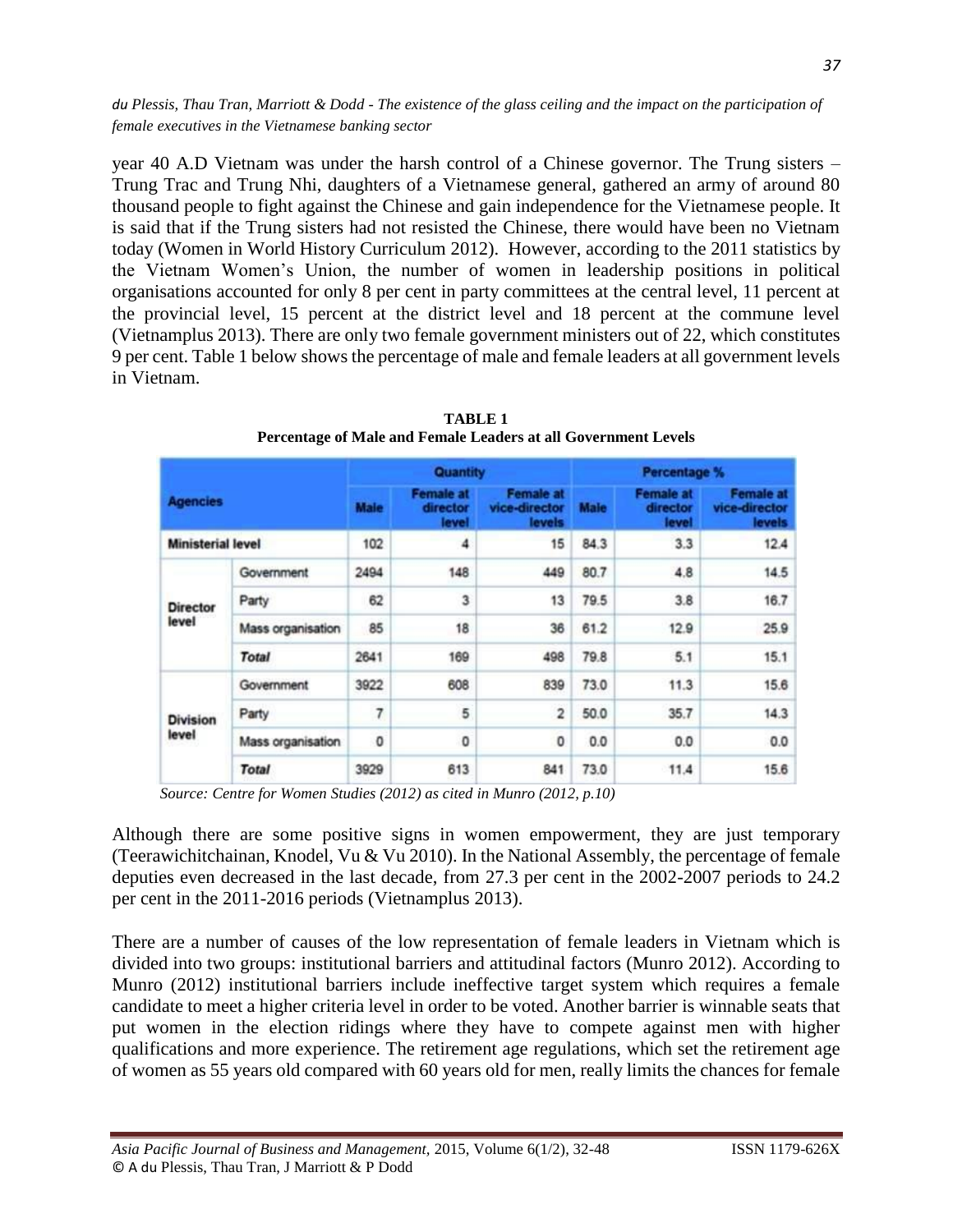year 40 A.D Vietnam was under the harsh control of a Chinese governor. The Trung sisters – Trung Trac and Trung Nhi, daughters of a Vietnamese general, gathered an army of around 80 thousand people to fight against the Chinese and gain independence for the Vietnamese people. It is said that if the Trung sisters had not resisted the Chinese, there would have been no Vietnam today (Women in World History Curriculum 2012). However, according to the 2011 statistics by the Vietnam Women's Union, the number of women in leadership positions in political organisations accounted for only 8 per cent in party committees at the central level, 11 percent at the provincial level, 15 percent at the district level and 18 percent at the commune level (Vietnamplus 2013). There are only two female government ministers out of 22, which constitutes 9 per cent. Table 1 below shows the percentage of male and female leaders at all government levels in Vietnam.

**TABLE 1**
**Percentage of Male and Female Leaders at all Government Levels**

| Agencies | | Quantity | | | Percentage % | | |
|---|---|---|---|---|---|---|---|
| | | Male | Female at director level | Female at vice-director levels | Male | Female at director level | Female at vice-director levels |
| Ministerial level | | 102 | 4 | 15 | 84.3 | 3.3 | 12.4 |
| Director level | Government | 2494 | 148 | 449 | 80.7 | 4.8 | 14.5 |
| | Party | 62 | 3 | 13 | 79.5 | 3.8 | 16.7 |
| | Mass organisation | 85 | 18 | 36 | 61.2 | 12.9 | 25.9 |
| | *Total* | 2641 | 169 | 498 | 79.8 | 5.1 | 15.1 |
| Division level | Government | 3922 | 608 | 839 | 73.0 | 11.3 | 15.6 |
| | Party | 7 | 5 | 2 | 50.0 | 35.7 | 14.3 |
| | Mass organisation | 0 | 0 | 0 | 0.0 | 0.0 | 0.0 |
| | *Total* | 3929 | 613 | 841 | 73.0 | 11.4 | 15.6 |

*Source: Centre for Women Studies (2012) as cited in Munro (2012, p.10)*

Although there are some positive signs in women empowerment, they are just temporary (Teerawichitchainan, Knodel, Vu & Vu 2010). In the National Assembly, the percentage of female deputies even decreased in the last decade, from 27.3 per cent in the 2002-2007 periods to 24.2 per cent in the 2011-2016 periods (Vietnamplus 2013).

There are a number of causes of the low representation of female leaders in Vietnam which is divided into two groups: institutional barriers and attitudinal factors (Munro 2012). According to Munro (2012) institutional barriers include ineffective target system which requires a female candidate to meet a higher criteria level in order to be voted. Another barrier is winnable seats that put women in the election ridings where they have to compete against men with higher qualifications and more experience. The retirement age regulations, which set the retirement age of women as 55 years old compared with 60 years old for men, really limits the chances for female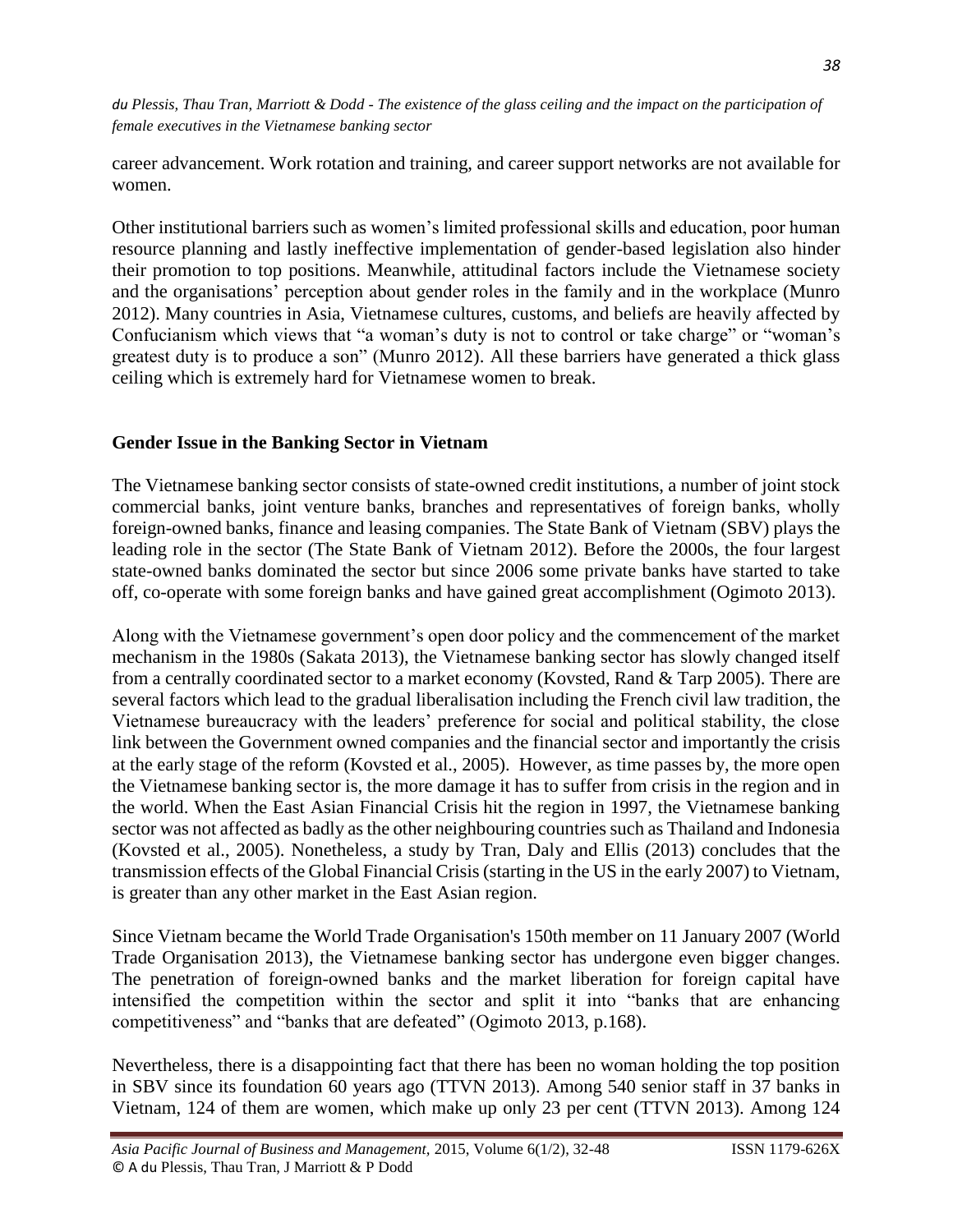career advancement. Work rotation and training, and career support networks are not available for women.

Other institutional barriers such as women's limited professional skills and education, poor human resource planning and lastly ineffective implementation of gender-based legislation also hinder their promotion to top positions. Meanwhile, attitudinal factors include the Vietnamese society and the organisations' perception about gender roles in the family and in the workplace (Munro 2012). Many countries in Asia, Vietnamese cultures, customs, and beliefs are heavily affected by Confucianism which views that "a woman's duty is not to control or take charge" or "woman's greatest duty is to produce a son" (Munro 2012). All these barriers have generated a thick glass ceiling which is extremely hard for Vietnamese women to break.

## Gender Issue in the Banking Sector in Vietnam

The Vietnamese banking sector consists of state-owned credit institutions, a number of joint stock commercial banks, joint venture banks, branches and representatives of foreign banks, wholly foreign-owned banks, finance and leasing companies. The State Bank of Vietnam (SBV) plays the leading role in the sector (The State Bank of Vietnam 2012). Before the 2000s, the four largest state-owned banks dominated the sector but since 2006 some private banks have started to take off, co-operate with some foreign banks and have gained great accomplishment (Ogimoto 2013).

Along with the Vietnamese government's open door policy and the commencement of the market mechanism in the 1980s (Sakata 2013), the Vietnamese banking sector has slowly changed itself from a centrally coordinated sector to a market economy (Kovsted, Rand & Tarp 2005). There are several factors which lead to the gradual liberalisation including the French civil law tradition, the Vietnamese bureaucracy with the leaders' preference for social and political stability, the close link between the Government owned companies and the financial sector and importantly the crisis at the early stage of the reform (Kovsted et al., 2005). However, as time passes by, the more open the Vietnamese banking sector is, the more damage it has to suffer from crisis in the region and in the world. When the East Asian Financial Crisis hit the region in 1997, the Vietnamese banking sector was not affected as badly as the other neighbouring countries such as Thailand and Indonesia (Kovsted et al., 2005). Nonetheless, a study by Tran, Daly and Ellis (2013) concludes that the transmission effects of the Global Financial Crisis (starting in the US in the early 2007) to Vietnam, is greater than any other market in the East Asian region.

Since Vietnam became the World Trade Organisation's 150th member on 11 January 2007 (World Trade Organisation 2013), the Vietnamese banking sector has undergone even bigger changes. The penetration of foreign-owned banks and the market liberation for foreign capital have intensified the competition within the sector and split it into "banks that are enhancing competitiveness" and "banks that are defeated" (Ogimoto 2013, p.168).

Nevertheless, there is a disappointing fact that there has been no woman holding the top position in SBV since its foundation 60 years ago (TTVN 2013). Among 540 senior staff in 37 banks in Vietnam, 124 of them are women, which make up only 23 per cent (TTVN 2013). Among 124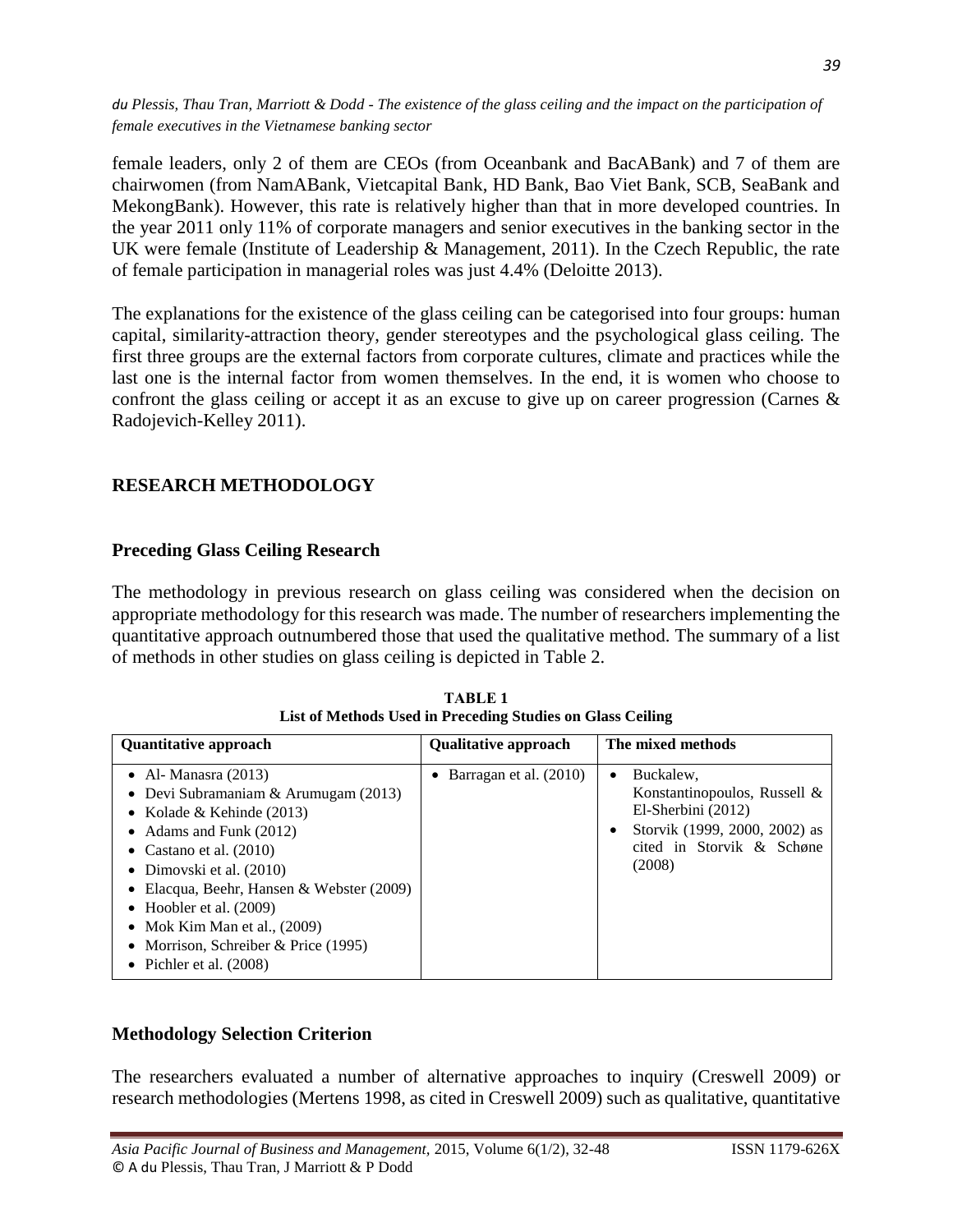female leaders, only 2 of them are CEOs (from Oceanbank and BacABank) and 7 of them are chairwomen (from NamABank, Vietcapital Bank, HD Bank, Bao Viet Bank, SCB, SeaBank and MekongBank). However, this rate is relatively higher than that in more developed countries. In the year 2011 only 11% of corporate managers and senior executives in the banking sector in the UK were female (Institute of Leadership & Management, 2011). In the Czech Republic, the rate of female participation in managerial roles was just 4.4% (Deloitte 2013).

The explanations for the existence of the glass ceiling can be categorised into four groups: human capital, similarity-attraction theory, gender stereotypes and the psychological glass ceiling. The first three groups are the external factors from corporate cultures, climate and practices while the last one is the internal factor from women themselves. In the end, it is women who choose to confront the glass ceiling or accept it as an excuse to give up on career progression (Carnes & Radojevich-Kelley 2011).

## RESEARCH METHODOLOGY

### Preceding Glass Ceiling Research

The methodology in previous research on glass ceiling was considered when the decision on appropriate methodology for this research was made. The number of researchers implementing the quantitative approach outnumbered those that used the qualitative method. The summary of a list of methods in other studies on glass ceiling is depicted in Table 2.

**TABLE 1**
**List of Methods Used in Preceding Studies on Glass Ceiling**

| Quantitative approach | Qualitative approach | The mixed methods |
|---|---|---|
| • Al- Manasra (2013)<br>• Devi Subramaniam & Arumugam (2013)<br>• Kolade & Kehinde (2013)<br>• Adams and Funk (2012)<br>• Castano et al. (2010)<br>• Dimovski et al. (2010)<br>• Elacqua, Beehr, Hansen & Webster (2009)<br>• Hoobler et al. (2009)<br>• Mok Kim Man et al., (2009)<br>• Morrison, Schreiber & Price (1995)<br>• Pichler et al. (2008) | • Barragan et al. (2010) | • Buckalew, Konstantinopoulos, Russell & El-Sherbini (2012)<br>• Storvik (1999, 2000, 2002) as cited in Storvik & Schøne (2008) |

### Methodology Selection Criterion

The researchers evaluated a number of alternative approaches to inquiry (Creswell 2009) or research methodologies (Mertens 1998, as cited in Creswell 2009) such as qualitative, quantitative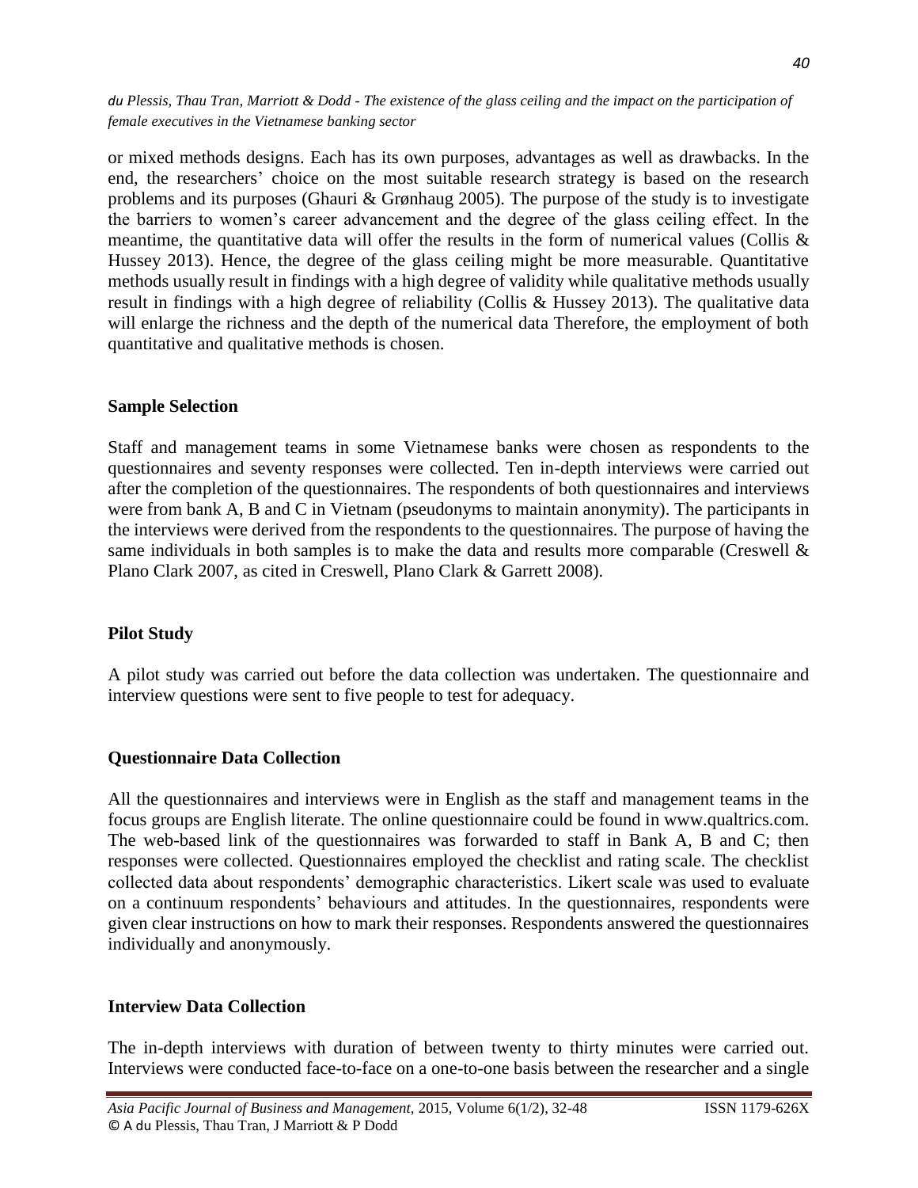or mixed methods designs. Each has its own purposes, advantages as well as drawbacks. In the end, the researchers' choice on the most suitable research strategy is based on the research problems and its purposes (Ghauri & Grønhaug 2005). The purpose of the study is to investigate the barriers to women's career advancement and the degree of the glass ceiling effect. In the meantime, the quantitative data will offer the results in the form of numerical values (Collis & Hussey 2013). Hence, the degree of the glass ceiling might be more measurable. Quantitative methods usually result in findings with a high degree of validity while qualitative methods usually result in findings with a high degree of reliability (Collis & Hussey 2013). The qualitative data will enlarge the richness and the depth of the numerical data Therefore, the employment of both quantitative and qualitative methods is chosen.

## Sample Selection

Staff and management teams in some Vietnamese banks were chosen as respondents to the questionnaires and seventy responses were collected. Ten in-depth interviews were carried out after the completion of the questionnaires. The respondents of both questionnaires and interviews were from bank A, B and C in Vietnam (pseudonyms to maintain anonymity). The participants in the interviews were derived from the respondents to the questionnaires. The purpose of having the same individuals in both samples is to make the data and results more comparable (Creswell & Plano Clark 2007, as cited in Creswell, Plano Clark & Garrett 2008).

## Pilot Study

A pilot study was carried out before the data collection was undertaken. The questionnaire and interview questions were sent to five people to test for adequacy.

## Questionnaire Data Collection

All the questionnaires and interviews were in English as the staff and management teams in the focus groups are English literate. The online questionnaire could be found in www.qualtrics.com. The web-based link of the questionnaires was forwarded to staff in Bank A, B and C; then responses were collected. Questionnaires employed the checklist and rating scale. The checklist collected data about respondents' demographic characteristics. Likert scale was used to evaluate on a continuum respondents' behaviours and attitudes. In the questionnaires, respondents were given clear instructions on how to mark their responses. Respondents answered the questionnaires individually and anonymously.

## Interview Data Collection

The in-depth interviews with duration of between twenty to thirty minutes were carried out. Interviews were conducted face-to-face on a one-to-one basis between the researcher and a single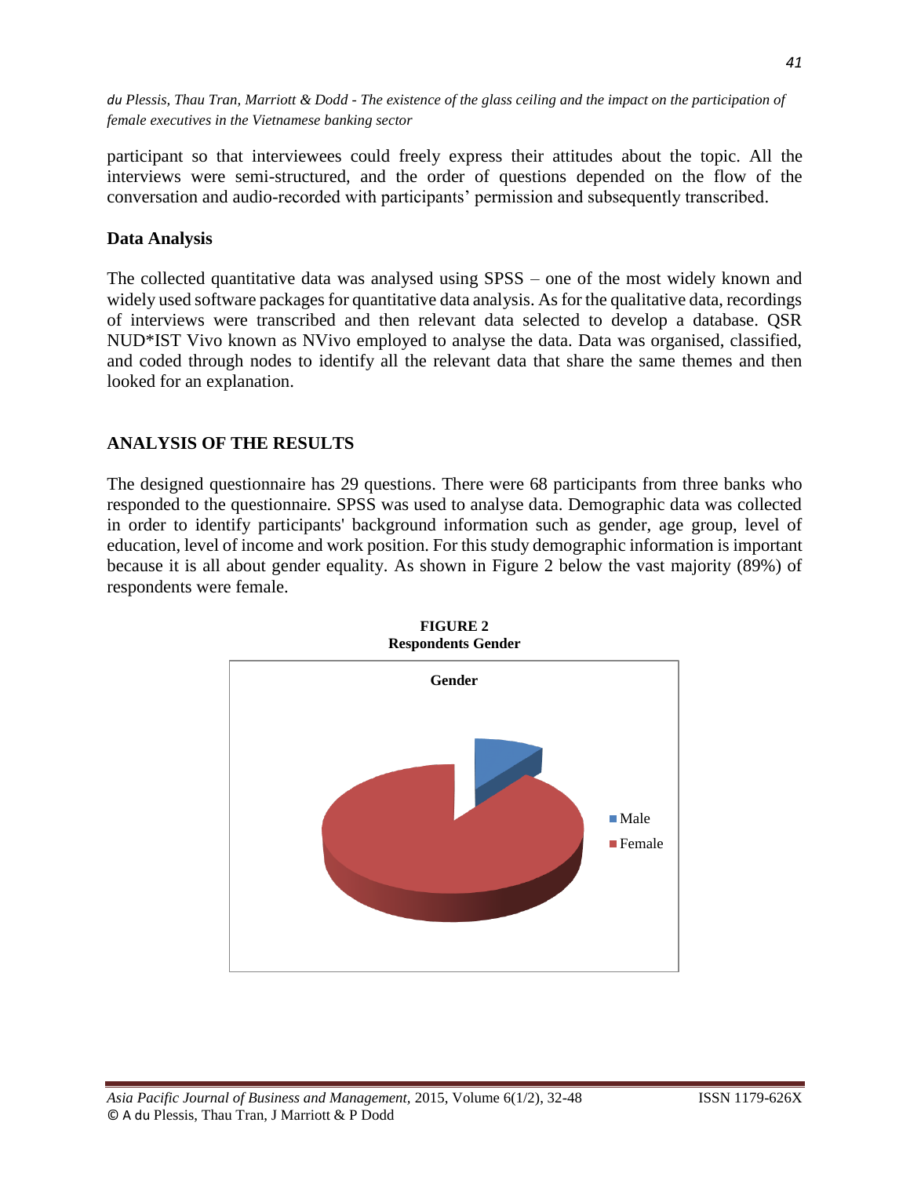participant so that interviewees could freely express their attitudes about the topic. All the interviews were semi-structured, and the order of questions depended on the flow of the conversation and audio-recorded with participants' permission and subsequently transcribed.

### Data Analysis

The collected quantitative data was analysed using SPSS – one of the most widely known and widely used software packages for quantitative data analysis. As for the qualitative data, recordings of interviews were transcribed and then relevant data selected to develop a database. QSR NUD*IST Vivo known as NVivo employed to analyse the data. Data was organised, classified, and coded through nodes to identify all the relevant data that share the same themes and then looked for an explanation.

## ANALYSIS OF THE RESULTS

The designed questionnaire has 29 questions. There were 68 participants from three banks who responded to the questionnaire. SPSS was used to analyse data. Demographic data was collected in order to identify participants' background information such as gender, age group, level of education, level of income and work position. For this study demographic information is important because it is all about gender equality. As shown in Figure 2 below the vast majority (89%) of respondents were female.

**FIGURE 2**
**Respondents Gender**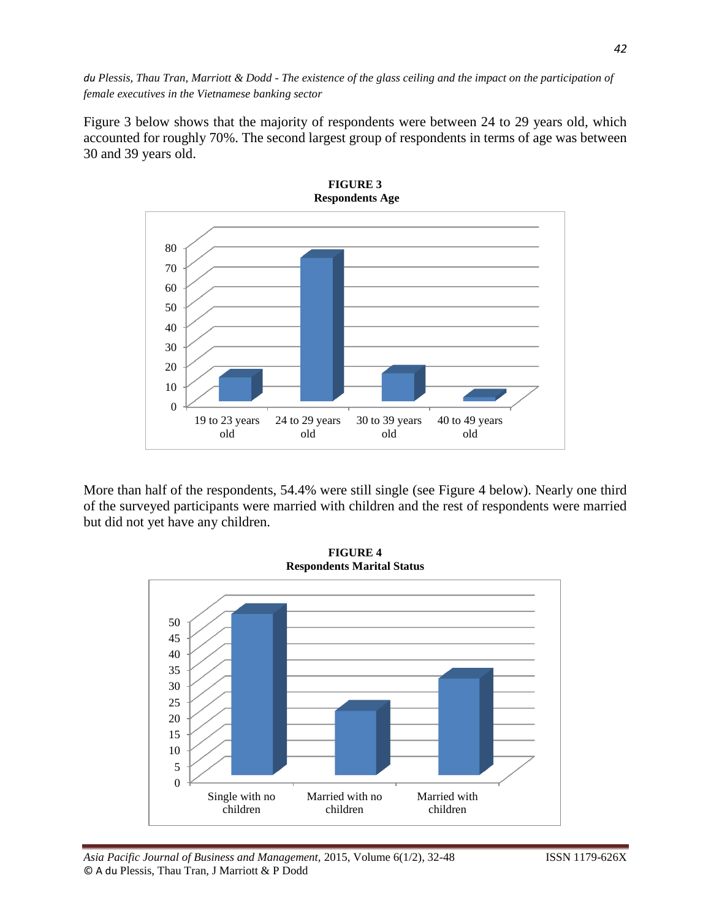Figure 3 below shows that the majority of respondents were between 24 to 29 years old, which accounted for roughly 70%. The second largest group of respondents in terms of age was between 30 and 39 years old.

**FIGURE 3**
**Respondents Age**

More than half of the respondents, 54.4% were still single (see Figure 4 below). Nearly one third of the surveyed participants were married with children and the rest of respondents were married but did not yet have any children.

**FIGURE 4**
**Respondents Marital Status**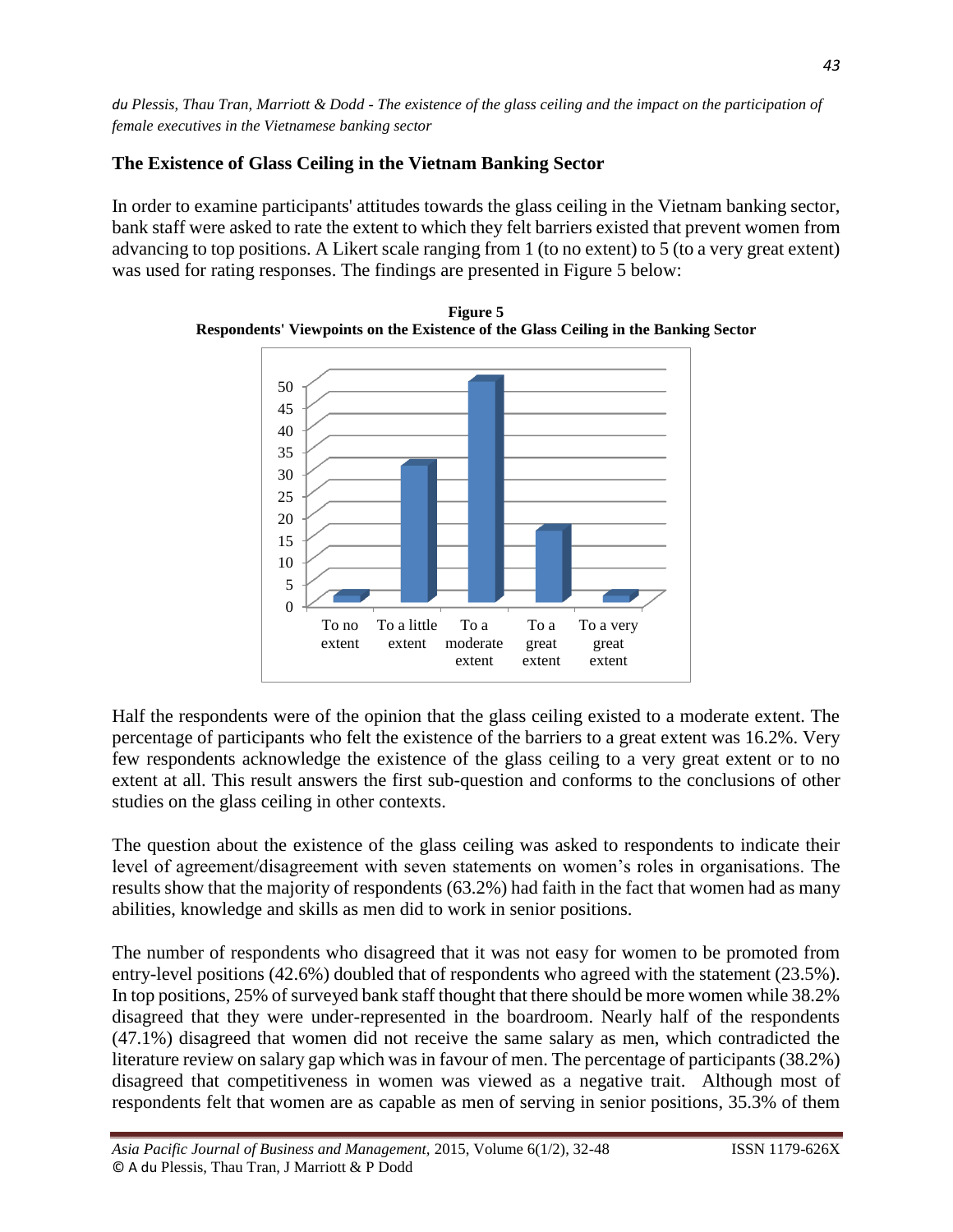## The Existence of Glass Ceiling in the Vietnam Banking Sector

In order to examine participants' attitudes towards the glass ceiling in the Vietnam banking sector, bank staff were asked to rate the extent to which they felt barriers existed that prevent women from advancing to top positions. A Likert scale ranging from 1 (to no extent) to 5 (to a very great extent) was used for rating responses. The findings are presented in Figure 5 below:

**Figure 5**
**Respondents' Viewpoints on the Existence of the Glass Ceiling in the Banking Sector**

Half the respondents were of the opinion that the glass ceiling existed to a moderate extent. The percentage of participants who felt the existence of the barriers to a great extent was 16.2%. Very few respondents acknowledge the existence of the glass ceiling to a very great extent or to no extent at all. This result answers the first sub-question and conforms to the conclusions of other studies on the glass ceiling in other contexts.

The question about the existence of the glass ceiling was asked to respondents to indicate their level of agreement/disagreement with seven statements on women's roles in organisations. The results show that the majority of respondents (63.2%) had faith in the fact that women had as many abilities, knowledge and skills as men did to work in senior positions.

The number of respondents who disagreed that it was not easy for women to be promoted from entry-level positions (42.6%) doubled that of respondents who agreed with the statement (23.5%). In top positions, 25% of surveyed bank staff thought that there should be more women while 38.2% disagreed that they were under-represented in the boardroom. Nearly half of the respondents (47.1%) disagreed that women did not receive the same salary as men, which contradicted the literature review on salary gap which was in favour of men. The percentage of participants (38.2%) disagreed that competitiveness in women was viewed as a negative trait. Although most of respondents felt that women are as capable as men of serving in senior positions, 35.3% of them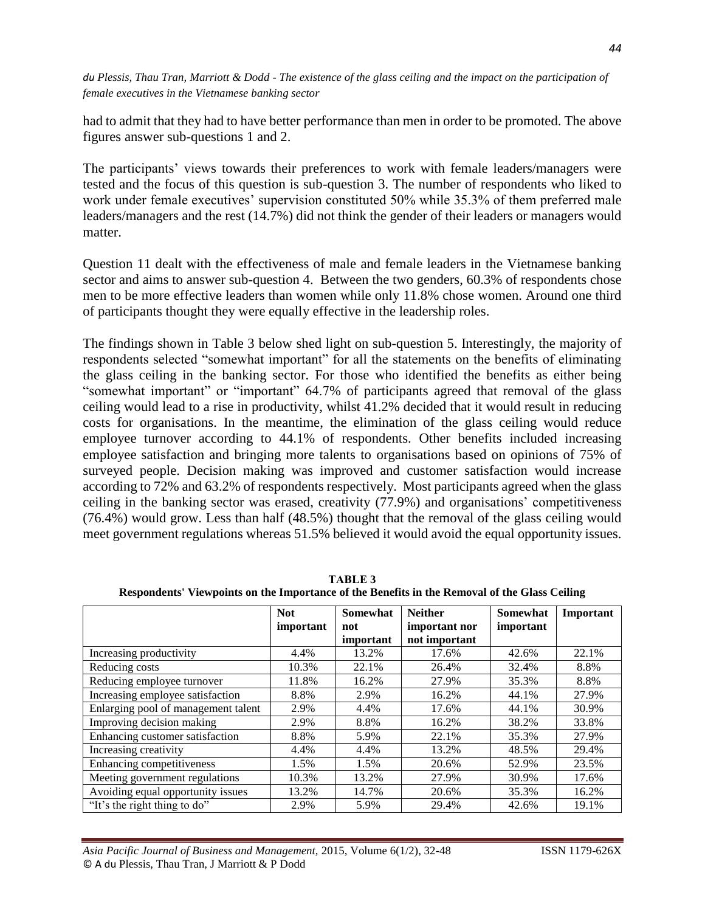had to admit that they had to have better performance than men in order to be promoted. The above figures answer sub-questions 1 and 2.

The participants' views towards their preferences to work with female leaders/managers were tested and the focus of this question is sub-question 3. The number of respondents who liked to work under female executives' supervision constituted 50% while 35.3% of them preferred male leaders/managers and the rest (14.7%) did not think the gender of their leaders or managers would matter.

Question 11 dealt with the effectiveness of male and female leaders in the Vietnamese banking sector and aims to answer sub-question 4. Between the two genders, 60.3% of respondents chose men to be more effective leaders than women while only 11.8% chose women. Around one third of participants thought they were equally effective in the leadership roles.

The findings shown in Table 3 below shed light on sub-question 5. Interestingly, the majority of respondents selected "somewhat important" for all the statements on the benefits of eliminating the glass ceiling in the banking sector. For those who identified the benefits as either being "somewhat important" or "important" 64.7% of participants agreed that removal of the glass ceiling would lead to a rise in productivity, whilst 41.2% decided that it would result in reducing costs for organisations. In the meantime, the elimination of the glass ceiling would reduce employee turnover according to 44.1% of respondents. Other benefits included increasing employee satisfaction and bringing more talents to organisations based on opinions of 75% of surveyed people. Decision making was improved and customer satisfaction would increase according to 72% and 63.2% of respondents respectively. Most participants agreed when the glass ceiling in the banking sector was erased, creativity (77.9%) and organisations' competitiveness (76.4%) would grow. Less than half (48.5%) thought that the removal of the glass ceiling would meet government regulations whereas 51.5% believed it would avoid the equal opportunity issues.

**TABLE 3**
**Respondents' Viewpoints on the Importance of the Benefits in the Removal of the Glass Ceiling**

| | Not important | Somewhat not important | Neither important nor not important | Somewhat important | Important |
|---|---|---|---|---|---|
| Increasing productivity | 4.4% | 13.2% | 17.6% | 42.6% | 22.1% |
| Reducing costs | 10.3% | 22.1% | 26.4% | 32.4% | 8.8% |
| Reducing employee turnover | 11.8% | 16.2% | 27.9% | 35.3% | 8.8% |
| Increasing employee satisfaction | 8.8% | 2.9% | 16.2% | 44.1% | 27.9% |
| Enlarging pool of management talent | 2.9% | 4.4% | 17.6% | 44.1% | 30.9% |
| Improving decision making | 2.9% | 8.8% | 16.2% | 38.2% | 33.8% |
| Enhancing customer satisfaction | 8.8% | 5.9% | 22.1% | 35.3% | 27.9% |
| Increasing creativity | 4.4% | 4.4% | 13.2% | 48.5% | 29.4% |
| Enhancing competitiveness | 1.5% | 1.5% | 20.6% | 52.9% | 23.5% |
| Meeting government regulations | 10.3% | 13.2% | 27.9% | 30.9% | 17.6% |
| Avoiding equal opportunity issues | 13.2% | 14.7% | 20.6% | 35.3% | 16.2% |
| "It's the right thing to do" | 2.9% | 5.9% | 29.4% | 42.6% | 19.1% |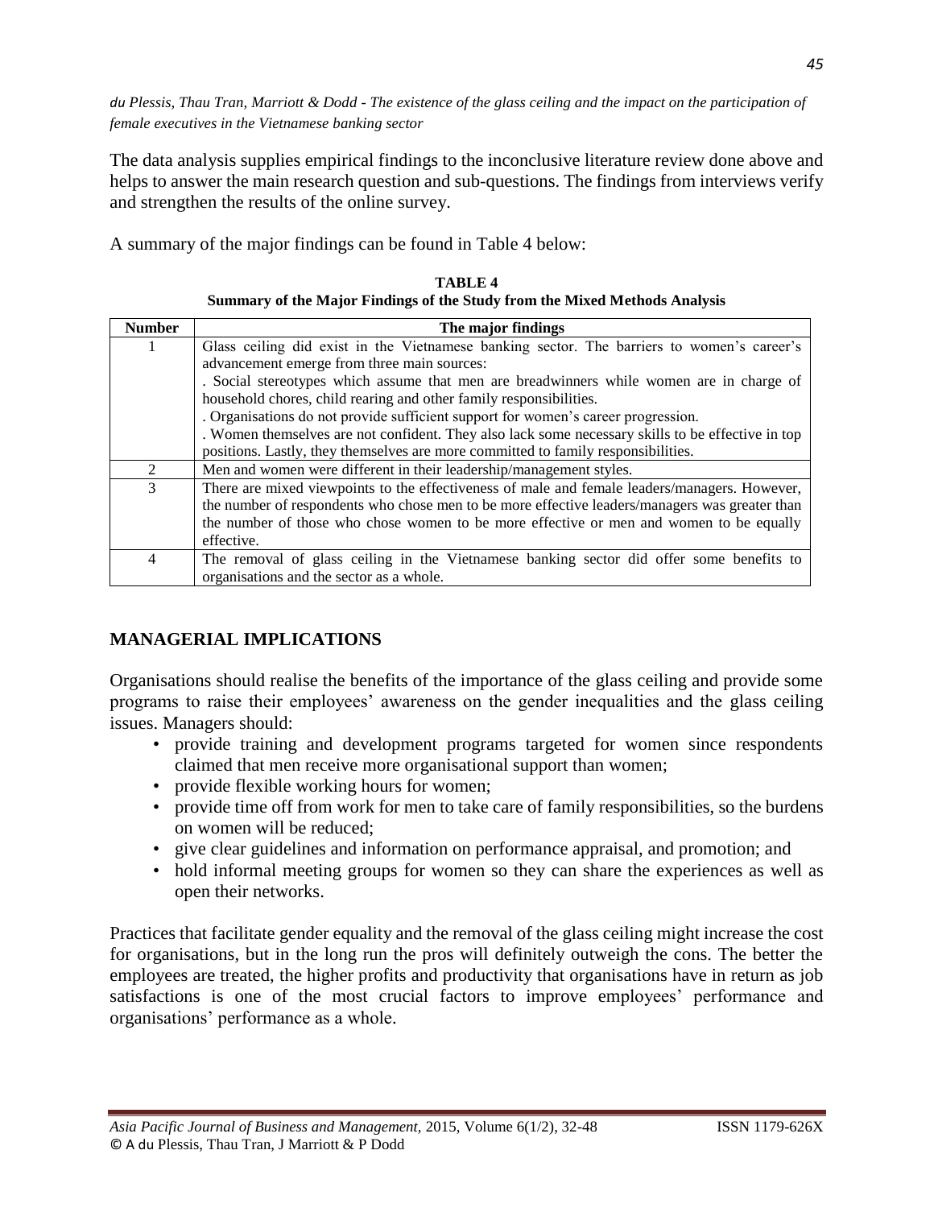The data analysis supplies empirical findings to the inconclusive literature review done above and helps to answer the main research question and sub-questions. The findings from interviews verify and strengthen the results of the online survey.

A summary of the major findings can be found in Table 4 below:

**TABLE 4**
**Summary of the Major Findings of the Study from the Mixed Methods Analysis**

| Number | The major findings |
|---|---|
| 1 | Glass ceiling did exist in the Vietnamese banking sector. The barriers to women's career's advancement emerge from three main sources:<br>. Social stereotypes which assume that men are breadwinners while women are in charge of household chores, child rearing and other family responsibilities.<br>. Organisations do not provide sufficient support for women's career progression.<br>. Women themselves are not confident. They also lack some necessary skills to be effective in top positions. Lastly, they themselves are more committed to family responsibilities. |
| 2 | Men and women were different in their leadership/management styles. |
| 3 | There are mixed viewpoints to the effectiveness of male and female leaders/managers. However, the number of respondents who chose men to be more effective leaders/managers was greater than the number of those who chose women to be more effective or men and women to be equally effective. |
| 4 | The removal of glass ceiling in the Vietnamese banking sector did offer some benefits to organisations and the sector as a whole. |

## MANAGERIAL IMPLICATIONS

Organisations should realise the benefits of the importance of the glass ceiling and provide some programs to raise their employees' awareness on the gender inequalities and the glass ceiling issues. Managers should:

- provide training and development programs targeted for women since respondents claimed that men receive more organisational support than women;
- provide flexible working hours for women;
- provide time off from work for men to take care of family responsibilities, so the burdens on women will be reduced;
- give clear guidelines and information on performance appraisal, and promotion; and
- hold informal meeting groups for women so they can share the experiences as well as open their networks.

Practices that facilitate gender equality and the removal of the glass ceiling might increase the cost for organisations, but in the long run the pros will definitely outweigh the cons. The better the employees are treated, the higher profits and productivity that organisations have in return as job satisfactions is one of the most crucial factors to improve employees' performance and organisations' performance as a whole.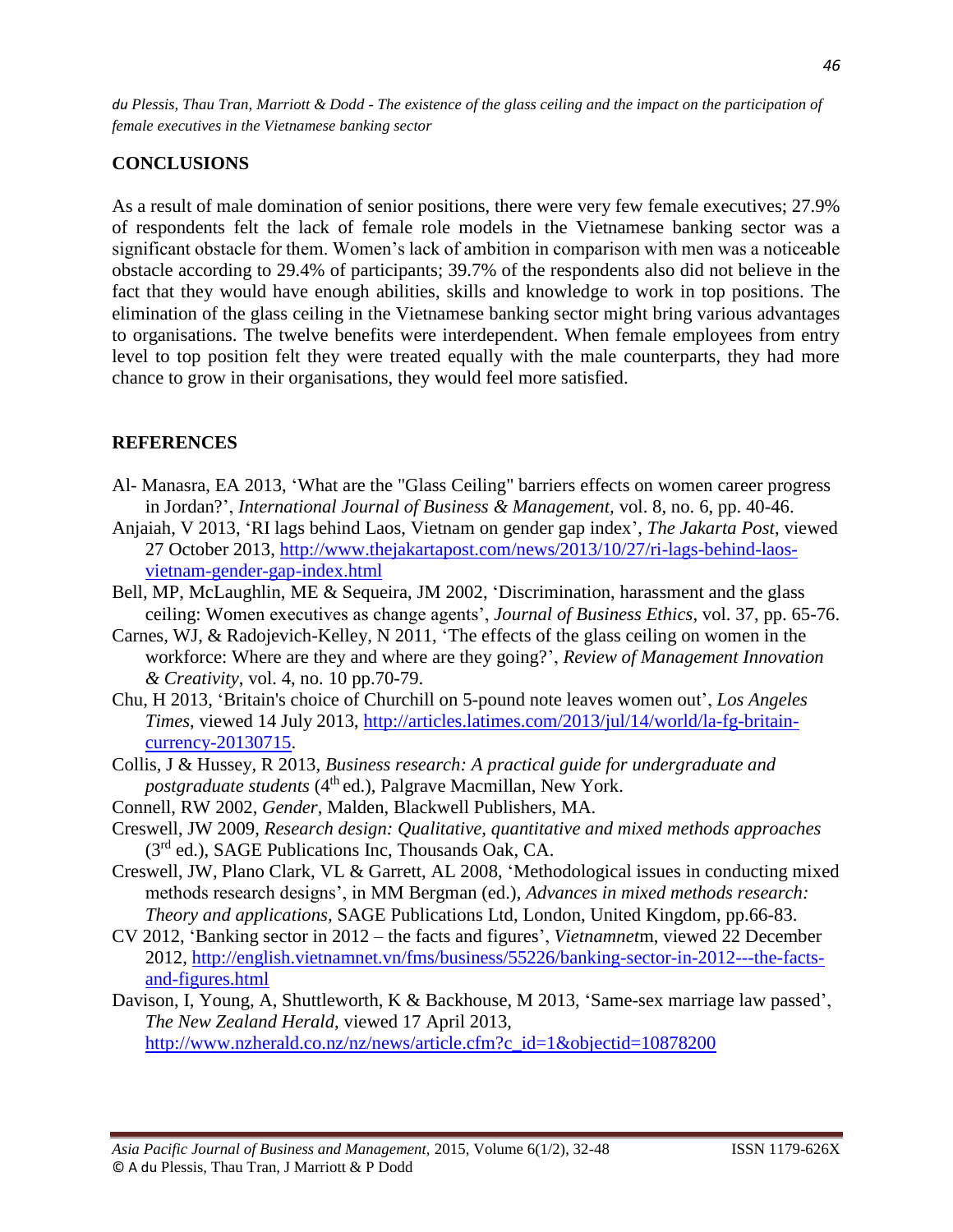## CONCLUSIONS

As a result of male domination of senior positions, there were very few female executives; 27.9% of respondents felt the lack of female role models in the Vietnamese banking sector was a significant obstacle for them. Women's lack of ambition in comparison with men was a noticeable obstacle according to 29.4% of participants; 39.7% of the respondents also did not believe in the fact that they would have enough abilities, skills and knowledge to work in top positions. The elimination of the glass ceiling in the Vietnamese banking sector might bring various advantages to organisations. The twelve benefits were interdependent. When female employees from entry level to top position felt they were treated equally with the male counterparts, they had more chance to grow in their organisations, they would feel more satisfied.

## REFERENCES

Al- Manasra, EA 2013, 'What are the "Glass Ceiling" barriers effects on women career progress in Jordan?', *International Journal of Business & Management*, vol. 8, no. 6, pp. 40-46.

Anjaiah, V 2013, 'RI lags behind Laos, Vietnam on gender gap index', *The Jakarta Post*, viewed 27 October 2013, http://www.thejakartapost.com/news/2013/10/27/ri-lags-behind-laos-vietnam-gender-gap-index.html

Bell, MP, McLaughlin, ME & Sequeira, JM 2002, 'Discrimination, harassment and the glass ceiling: Women executives as change agents', *Journal of Business Ethics*, vol. 37, pp. 65-76.

Carnes, WJ, & Radojevich-Kelley, N 2011, 'The effects of the glass ceiling on women in the workforce: Where are they and where are they going?', *Review of Management Innovation & Creativity*, vol. 4, no. 10 pp.70-79.

Chu, H 2013, 'Britain's choice of Churchill on 5-pound note leaves women out', *Los Angeles Times*, viewed 14 July 2013, http://articles.latimes.com/2013/jul/14/world/la-fg-britain-currency-20130715.

Collis, J & Hussey, R 2013, *Business research: A practical guide for undergraduate and postgraduate students* (4th ed.), Palgrave Macmillan, New York.

Connell, RW 2002, *Gender*, Malden, Blackwell Publishers, MA.

Creswell, JW 2009, *Research design: Qualitative, quantitative and mixed methods approaches* (3rd ed.), SAGE Publications Inc, Thousands Oak, CA.

Creswell, JW, Plano Clark, VL & Garrett, AL 2008, 'Methodological issues in conducting mixed methods research designs', in MM Bergman (ed.), *Advances in mixed methods research: Theory and applications*, SAGE Publications Ltd, London, United Kingdom, pp.66-83.

CV 2012, 'Banking sector in 2012 – the facts and figures', *Vietnamnet*m, viewed 22 December 2012, http://english.vietnamnet.vn/fms/business/55226/banking-sector-in-2012---the-facts-and-figures.html

Davison, I, Young, A, Shuttleworth, K & Backhouse, M 2013, 'Same-sex marriage law passed', *The New Zealand Herald*, viewed 17 April 2013, http://www.nzherald.co.nz/nz/news/article.cfm?c_id=1&objectid=10878200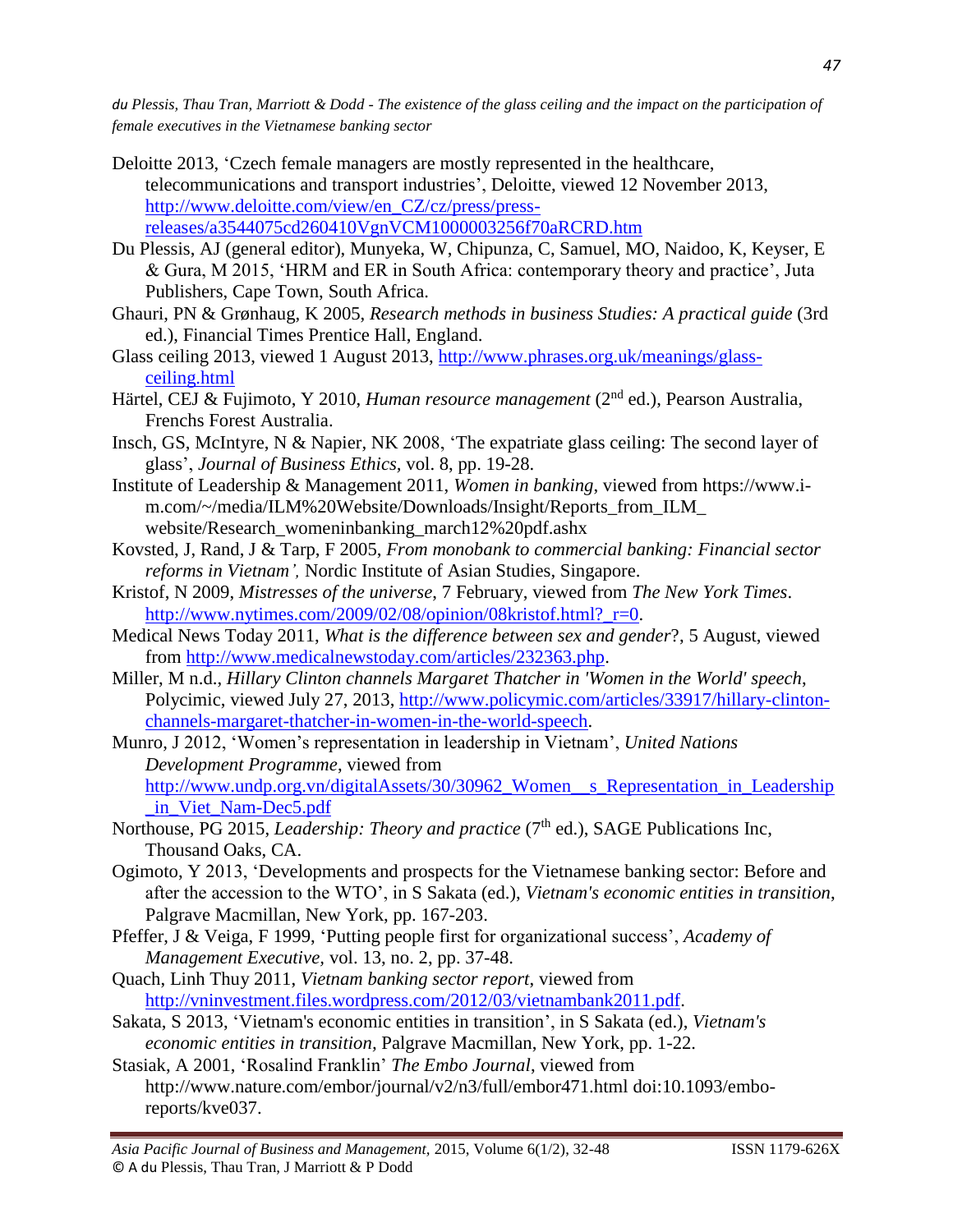Deloitte 2013, 'Czech female managers are mostly represented in the healthcare, telecommunications and transport industries', Deloitte, viewed 12 November 2013, http://www.deloitte.com/view/en_CZ/cz/press/press-releases/a3544075cd260410VgnVCM1000003256f70aRCRD.htm

Du Plessis, AJ (general editor), Munyeka, W, Chipunza, C, Samuel, MO, Naidoo, K, Keyser, E & Gura, M 2015, 'HRM and ER in South Africa: contemporary theory and practice', Juta Publishers, Cape Town, South Africa.

Ghauri, PN & Grønhaug, K 2005, *Research methods in business Studies: A practical guide* (3rd ed.), Financial Times Prentice Hall, England.

Glass ceiling 2013, viewed 1 August 2013, http://www.phrases.org.uk/meanings/glass-ceiling.html

Härtel, CEJ & Fujimoto, Y 2010, *Human resource management* (2nd ed.), Pearson Australia, Frenchs Forest Australia.

Insch, GS, McIntyre, N & Napier, NK 2008, 'The expatriate glass ceiling: The second layer of glass', *Journal of Business Ethics*, vol. 8, pp. 19-28.

Institute of Leadership & Management 2011, *Women in banking*, viewed from https://www.i-m.com/~/media/ILM%20Website/Downloads/Insight/Reports_from_ILM_website/Research_womeninbanking_march12%20pdf.ashx

Kovsted, J, Rand, J & Tarp, F 2005, *From monobank to commercial banking: Financial sector reforms in Vietnam',* Nordic Institute of Asian Studies, Singapore.

Kristof, N 2009, *Mistresses of the universe*, 7 February, viewed from *The New York Times*. http://www.nytimes.com/2009/02/08/opinion/08kristof.html?_r=0.

Medical News Today 2011, *What is the difference between sex and gender*?, 5 August, viewed from http://www.medicalnewstoday.com/articles/232363.php.

Miller, M n.d., *Hillary Clinton channels Margaret Thatcher in 'Women in the World' speech*, Polycimic, viewed July 27, 2013, http://www.policymic.com/articles/33917/hillary-clinton-channels-margaret-thatcher-in-women-in-the-world-speech.

Munro, J 2012, 'Women's representation in leadership in Vietnam', *United Nations Development Programme*, viewed from http://www.undp.org.vn/digitalAssets/30/30962_Women__s_Representation_in_Leadership_in_Viet_Nam-Dec5.pdf

Northouse, PG 2015, *Leadership: Theory and practice* (7th ed.), SAGE Publications Inc, Thousand Oaks, CA.

Ogimoto, Y 2013, 'Developments and prospects for the Vietnamese banking sector: Before and after the accession to the WTO', in S Sakata (ed.), *Vietnam's economic entities in transition*, Palgrave Macmillan, New York, pp. 167-203.

Pfeffer, J & Veiga, F 1999, 'Putting people first for organizational success', *Academy of Management Executive*, vol. 13, no. 2, pp. 37-48.

Quach, Linh Thuy 2011, *Vietnam banking sector report*, viewed from http://vninvestment.files.wordpress.com/2012/03/vietnambank2011.pdf.

Sakata, S 2013, 'Vietnam's economic entities in transition', in S Sakata (ed.), *Vietnam's economic entities in transition*, Palgrave Macmillan, New York, pp. 1-22.

Stasiak, A 2001, 'Rosalind Franklin' *The Embo Journal*, viewed from http://www.nature.com/embor/journal/v2/n3/full/embor471.html doi:10.1093/embo-reports/kve037.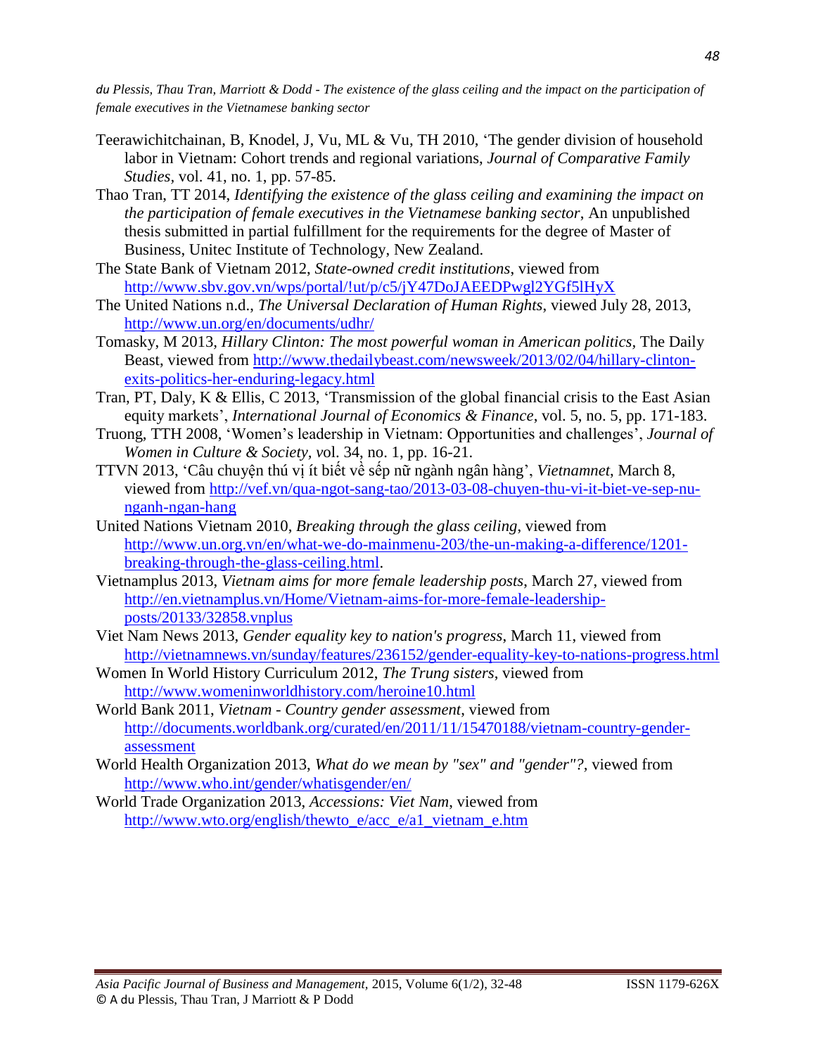Teerawichitchainan, B, Knodel, J, Vu, ML & Vu, TH 2010, 'The gender division of household labor in Vietnam: Cohort trends and regional variations, *Journal of Comparative Family Studies*, vol. 41, no. 1, pp. 57-85.

Thao Tran, TT 2014, *Identifying the existence of the glass ceiling and examining the impact on the participation of female executives in the Vietnamese banking sector*, An unpublished thesis submitted in partial fulfillment for the requirements for the degree of Master of Business, Unitec Institute of Technology, New Zealand.

The State Bank of Vietnam 2012, *State-owned credit institutions*, viewed from http://www.sbv.gov.vn/wps/portal/!ut/p/c5/jY47DoJAEEDPwgl2YGf5lHyX

The United Nations n.d., *The Universal Declaration of Human Rights*, viewed July 28, 2013, http://www.un.org/en/documents/udhr/

Tomasky, M 2013, *Hillary Clinton: The most powerful woman in American politics*, The Daily Beast, viewed from http://www.thedailybeast.com/newsweek/2013/02/04/hillary-clinton-exits-politics-her-enduring-legacy.html

Tran, PT, Daly, K & Ellis, C 2013, 'Transmission of the global financial crisis to the East Asian equity markets', *International Journal of Economics & Finance*, vol. 5, no. 5, pp. 171-183.

Truong, TTH 2008, 'Women's leadership in Vietnam: Opportunities and challenges', *Journal of Women in Culture & Society*, *v*ol. 34, no. 1, pp. 16-21.

TTVN 2013, 'Câu chuyện thú vị ít biết về sếp nữ ngành ngân hàng', *Vietnamnet*, March 8, viewed from http://vef.vn/qua-ngot-sang-tao/2013-03-08-chuyen-thu-vi-it-biet-ve-sep-nu-nganh-ngan-hang

United Nations Vietnam 2010, *Breaking through the glass ceiling*, viewed from http://www.un.org.vn/en/what-we-do-mainmenu-203/the-un-making-a-difference/1201-breaking-through-the-glass-ceiling.html.

Vietnamplus 2013, *Vietnam aims for more female leadership posts*, March 27, viewed from http://en.vietnamplus.vn/Home/Vietnam-aims-for-more-female-leadership-posts/20133/32858.vnplus

Viet Nam News 2013, *Gender equality key to nation's progress*, March 11, viewed from http://vietnamnews.vn/sunday/features/236152/gender-equality-key-to-nations-progress.html

Women In World History Curriculum 2012, *The Trung sisters*, viewed from http://www.womeninworldhistory.com/heroine10.html

World Bank 2011, *Vietnam - Country gender assessment*, viewed from http://documents.worldbank.org/curated/en/2011/11/15470188/vietnam-country-gender-assessment

World Health Organization 2013, *What do we mean by "sex" and "gender"?*, viewed from http://www.who.int/gender/whatisgender/en/

World Trade Organization 2013, *Accessions: Viet Nam*, viewed from http://www.wto.org/english/thewto_e/acc_e/a1_vietnam_e.htm